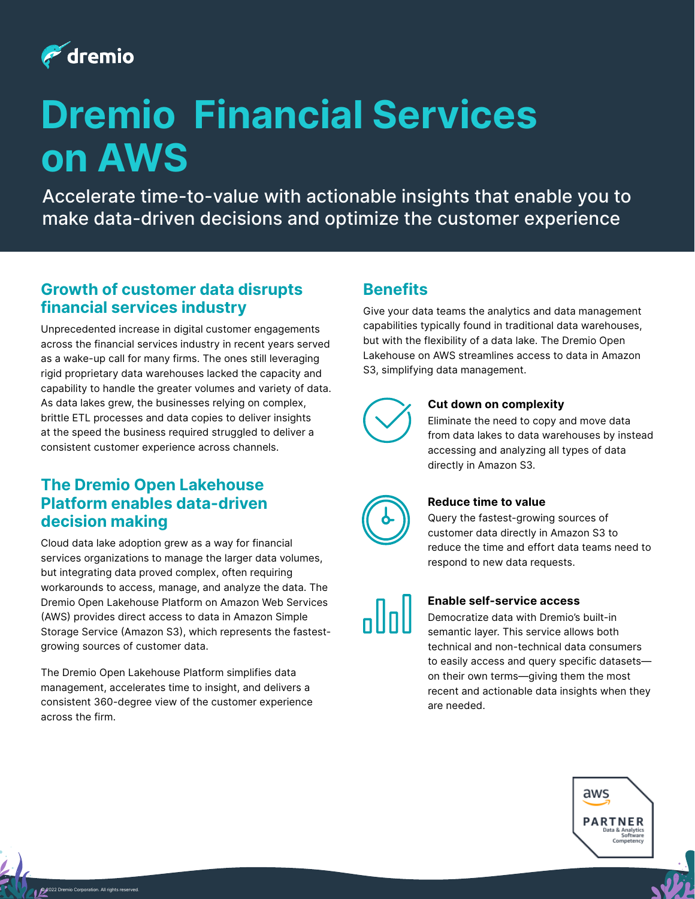dremio

# Dremio  Financial Services on AWS

Accelerate time-to-value with actionable insights that enable you to make data-driven decisions and optimize the customer experience

## Growth of customer data disrupts financial services industry

Unprecedented increase in digital customer engagements across the financial services industry in recent years served as a wake-up call for many firms. The ones still leveraging rigid proprietary data warehouses lacked the capacity and capability to handle the greater volumes and variety of data. As data lakes grew, the businesses relying on complex, brittle ETL processes and data copies to deliver insights at the speed the business required struggled to deliver a consistent customer experience across channels.

## The Dremio Open Lakehouse Platform enables data-driven decision making

Cloud data lake adoption grew as a way for financial services organizations to manage the larger data volumes, but integrating data proved complex, often requiring workarounds to access, manage, and analyze the data. The Dremio Open Lakehouse Platform on Amazon Web Services (AWS) provides direct access to data in Amazon Simple Storage Service (Amazon S3), which represents the fastest-growing sources of customer data.

The Dremio Open Lakehouse Platform simplifies data management, accelerates time to insight, and delivers a consistent 360-degree view of the customer experience across the firm.

## Benefits

Give your data teams the analytics and data management capabilities typically found in traditional data warehouses, but with the flexibility of a data lake. The Dremio Open Lakehouse on AWS streamlines access to data in Amazon S3, simplifying data management.

**Cut down on complexity**
Eliminate the need to copy and move data from data lakes to data warehouses by instead accessing and analyzing all types of data directly in Amazon S3.

**Reduce time to value**
Query the fastest-growing sources of customer data directly in Amazon S3 to reduce the time and effort data teams need to respond to new data requests.

**Enable self-service access**
Democratize data with Dremio's built-in semantic layer. This service allows both technical and non-technical data consumers to easily access and query specific datasets—on their own terms—giving them the most recent and actionable data insights when they are needed.

aws PARTNER Data & Analytics Software Competency

© 2022 Dremio Corporation. All rights reserved.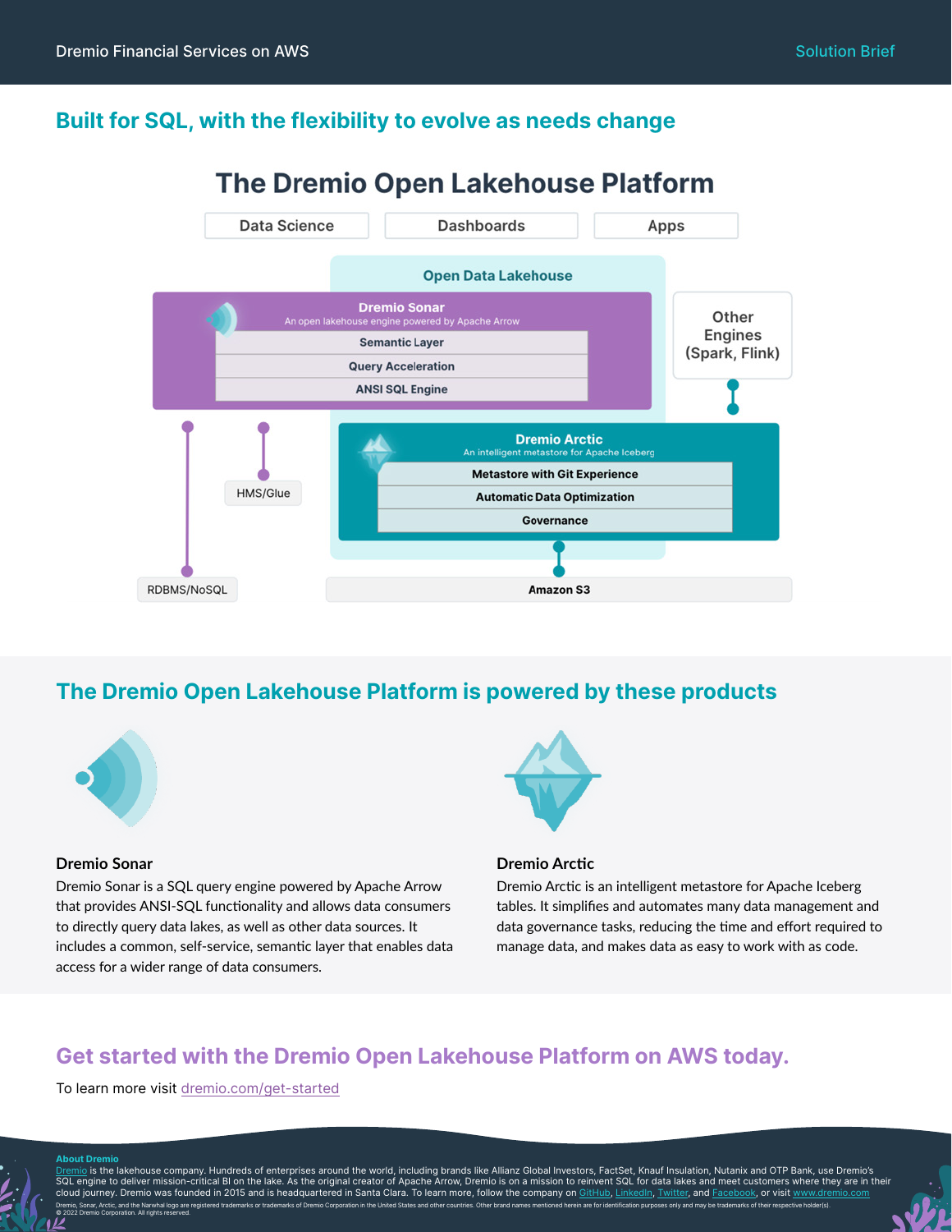## Built for SQL, with the flexibility to evolve as needs change

### The Dremio Open Lakehouse Platform

Data Science

Dashboards

Apps

Open Data Lakehouse

Dremio Sonar

An open lakehouse engine powered by Apache Arrow

Semantic Layer

Query Acceleration

ANSI SQL Engine

Other Engines (Spark, Flink)

Dremio Arctic

An intelligent metastore for Apache Iceberg

Metastore with Git Experience

Automatic Data Optimization

Governance

HMS/Glue

RDBMS/NoSQL

Amazon S3

## The Dremio Open Lakehouse Platform is powered by these products

### Dremio Sonar

Dremio Sonar is a SQL query engine powered by Apache Arrow that provides ANSI-SQL functionality and allows data consumers to directly query data lakes, as well as other data sources. It includes a common, self-service, semantic layer that enables data access for a wider range of data consumers.

### Dremio Arctic

Dremio Arctic is an intelligent metastore for Apache Iceberg tables. It simplifies and automates many data management and data governance tasks, reducing the time and effort required to manage data, and makes data as easy to work with as code.

## Get started with the Dremio Open Lakehouse Platform on AWS today.

To learn more visit dremio.com/get-started

**About Dremio**

Dremio is the lakehouse company. Hundreds of enterprises around the world, including brands like Allianz Global Investors, FactSet, Knauf Insulation, Nutanix and OTP Bank, use Dremio's SQL engine to deliver mission-critical BI on the lake. As the original creator of Apache Arrow, Dremio is on a mission to reinvent SQL for data lakes and meet customers where they are in their cloud journey. Dremio was founded in 2015 and is headquartered in Santa Clara. To learn more, follow the company on GitHub, LinkedIn, Twitter, and Facebook, or visit www.dremio.com

Dremio, Sonar, Arctic, and the Narwhal logo are registered trademarks or trademarks of Dremio Corporation in the United States and other countries. Other brand names mentioned herein are for identification purposes only and may be trademarks of their respective holder(s).
© 2022 Dremio Corporation. All rights reserved.